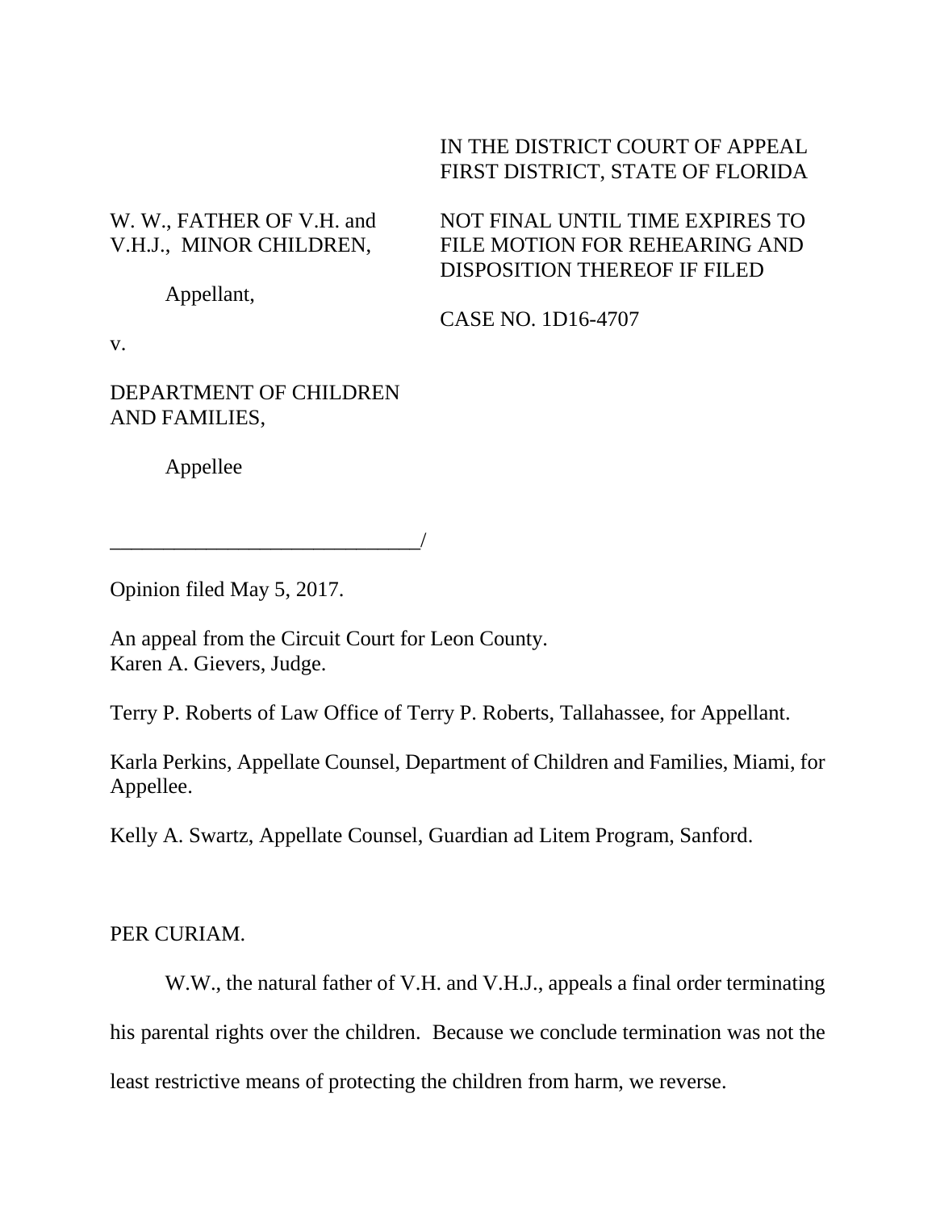IN THE DISTRICT COURT OF APPEAL
FIRST DISTRICT, STATE OF FLORIDA

W. W., FATHER OF V.H. and V.H.J., MINOR CHILDREN,

Appellant,

v.

DEPARTMENT OF CHILDREN AND FAMILIES,

Appellee

NOT FINAL UNTIL TIME EXPIRES TO FILE MOTION FOR REHEARING AND DISPOSITION THEREOF IF FILED

CASE NO. 1D16-4707

_____________________________/

Opinion filed May 5, 2017.

An appeal from the Circuit Court for Leon County.
Karen A. Gievers, Judge.

Terry P. Roberts of Law Office of Terry P. Roberts, Tallahassee, for Appellant.

Karla Perkins, Appellate Counsel, Department of Children and Families, Miami, for Appellee.

Kelly A. Swartz, Appellate Counsel, Guardian ad Litem Program, Sanford.

PER CURIAM.

W.W., the natural father of V.H. and V.H.J., appeals a final order terminating his parental rights over the children. Because we conclude termination was not the least restrictive means of protecting the children from harm, we reverse.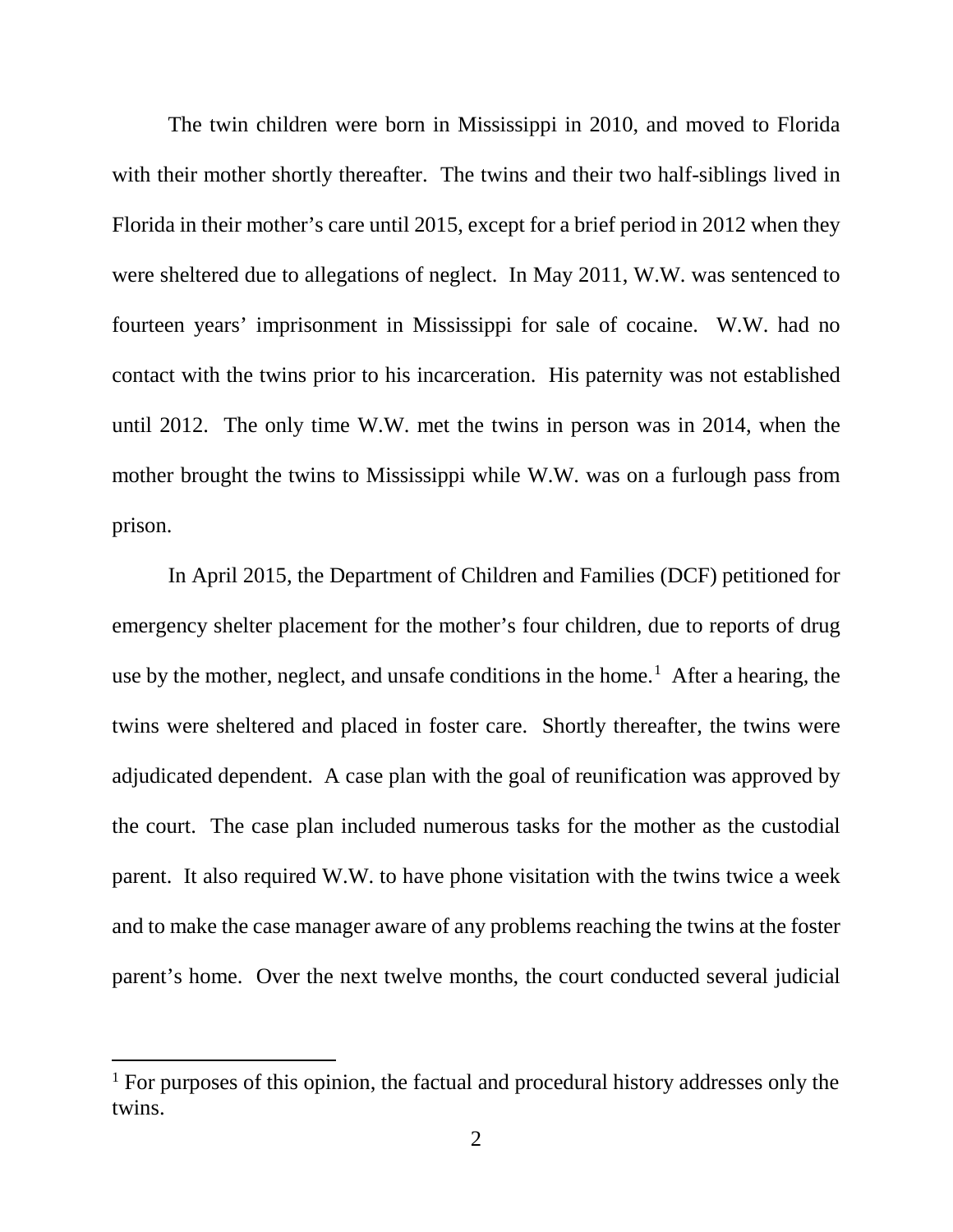The twin children were born in Mississippi in 2010, and moved to Florida with their mother shortly thereafter. The twins and their two half-siblings lived in Florida in their mother's care until 2015, except for a brief period in 2012 when they were sheltered due to allegations of neglect. In May 2011, W.W. was sentenced to fourteen years' imprisonment in Mississippi for sale of cocaine. W.W. had no contact with the twins prior to his incarceration. His paternity was not established until 2012. The only time W.W. met the twins in person was in 2014, when the mother brought the twins to Mississippi while W.W. was on a furlough pass from prison.

In April 2015, the Department of Children and Families (DCF) petitioned for emergency shelter placement for the mother's four children, due to reports of drug use by the mother, neglect, and unsafe conditions in the home.[1] After a hearing, the twins were sheltered and placed in foster care. Shortly thereafter, the twins were adjudicated dependent. A case plan with the goal of reunification was approved by the court. The case plan included numerous tasks for the mother as the custodial parent. It also required W.W. to have phone visitation with the twins twice a week and to make the case manager aware of any problems reaching the twins at the foster parent's home. Over the next twelve months, the court conducted several judicial

[1] For purposes of this opinion, the factual and procedural history addresses only the twins.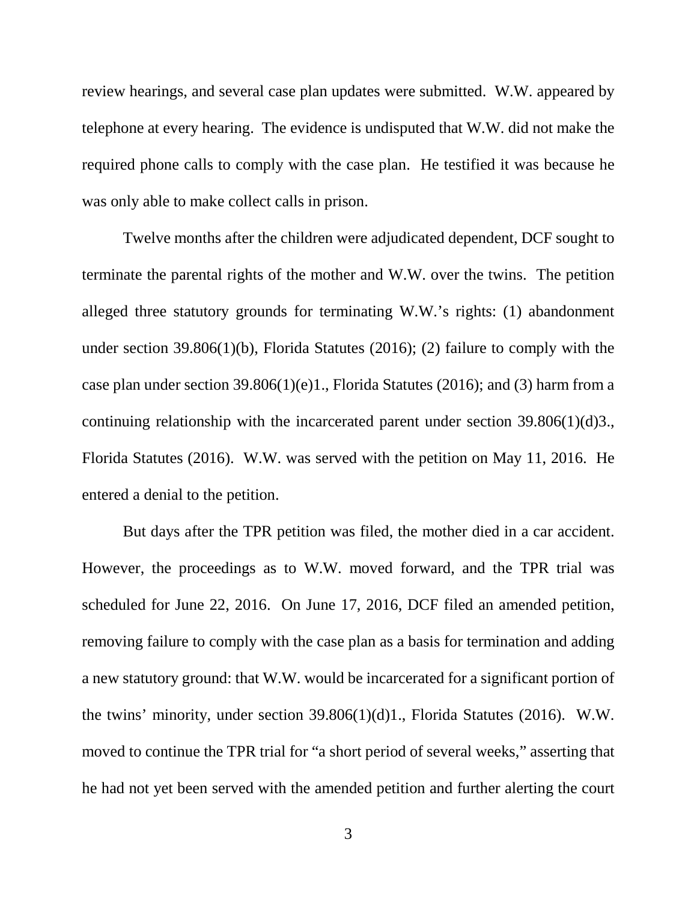review hearings, and several case plan updates were submitted. W.W. appeared by telephone at every hearing. The evidence is undisputed that W.W. did not make the required phone calls to comply with the case plan. He testified it was because he was only able to make collect calls in prison.

Twelve months after the children were adjudicated dependent, DCF sought to terminate the parental rights of the mother and W.W. over the twins. The petition alleged three statutory grounds for terminating W.W.'s rights: (1) abandonment under section 39.806(1)(b), Florida Statutes (2016); (2) failure to comply with the case plan under section 39.806(1)(e)1., Florida Statutes (2016); and (3) harm from a continuing relationship with the incarcerated parent under section 39.806(1)(d)3., Florida Statutes (2016). W.W. was served with the petition on May 11, 2016. He entered a denial to the petition.

But days after the TPR petition was filed, the mother died in a car accident. However, the proceedings as to W.W. moved forward, and the TPR trial was scheduled for June 22, 2016. On June 17, 2016, DCF filed an amended petition, removing failure to comply with the case plan as a basis for termination and adding a new statutory ground: that W.W. would be incarcerated for a significant portion of the twins' minority, under section 39.806(1)(d)1., Florida Statutes (2016). W.W. moved to continue the TPR trial for "a short period of several weeks," asserting that he had not yet been served with the amended petition and further alerting the court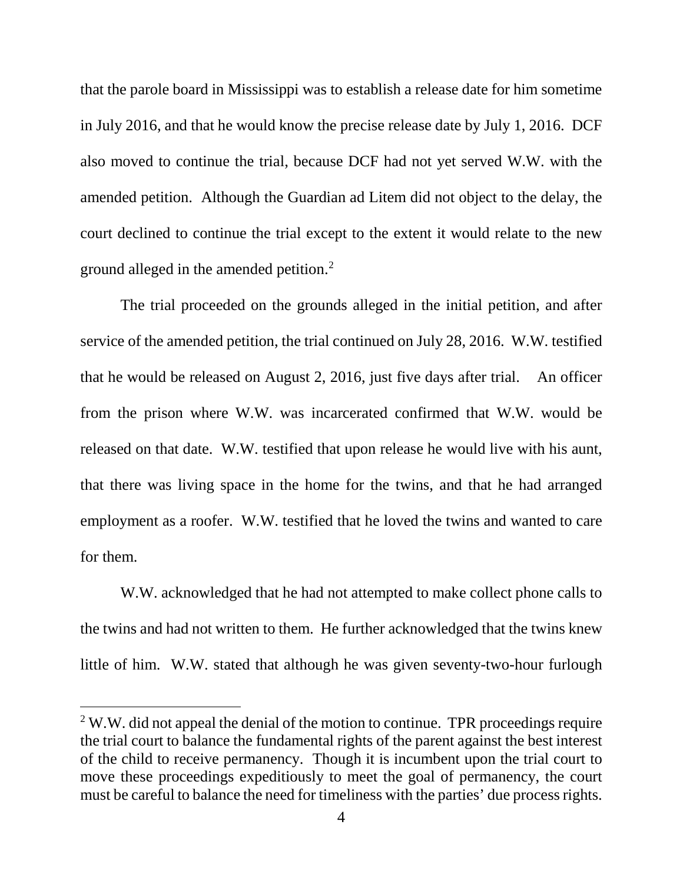that the parole board in Mississippi was to establish a release date for him sometime in July 2016, and that he would know the precise release date by July 1, 2016. DCF also moved to continue the trial, because DCF had not yet served W.W. with the amended petition. Although the Guardian ad Litem did not object to the delay, the court declined to continue the trial except to the extent it would relate to the new ground alleged in the amended petition.[2]

The trial proceeded on the grounds alleged in the initial petition, and after service of the amended petition, the trial continued on July 28, 2016. W.W. testified that he would be released on August 2, 2016, just five days after trial. An officer from the prison where W.W. was incarcerated confirmed that W.W. would be released on that date. W.W. testified that upon release he would live with his aunt, that there was living space in the home for the twins, and that he had arranged employment as a roofer. W.W. testified that he loved the twins and wanted to care for them.

W.W. acknowledged that he had not attempted to make collect phone calls to the twins and had not written to them. He further acknowledged that the twins knew little of him. W.W. stated that although he was given seventy-two-hour furlough

[2] W.W. did not appeal the denial of the motion to continue. TPR proceedings require the trial court to balance the fundamental rights of the parent against the best interest of the child to receive permanency. Though it is incumbent upon the trial court to move these proceedings expeditiously to meet the goal of permanency, the court must be careful to balance the need for timeliness with the parties' due process rights.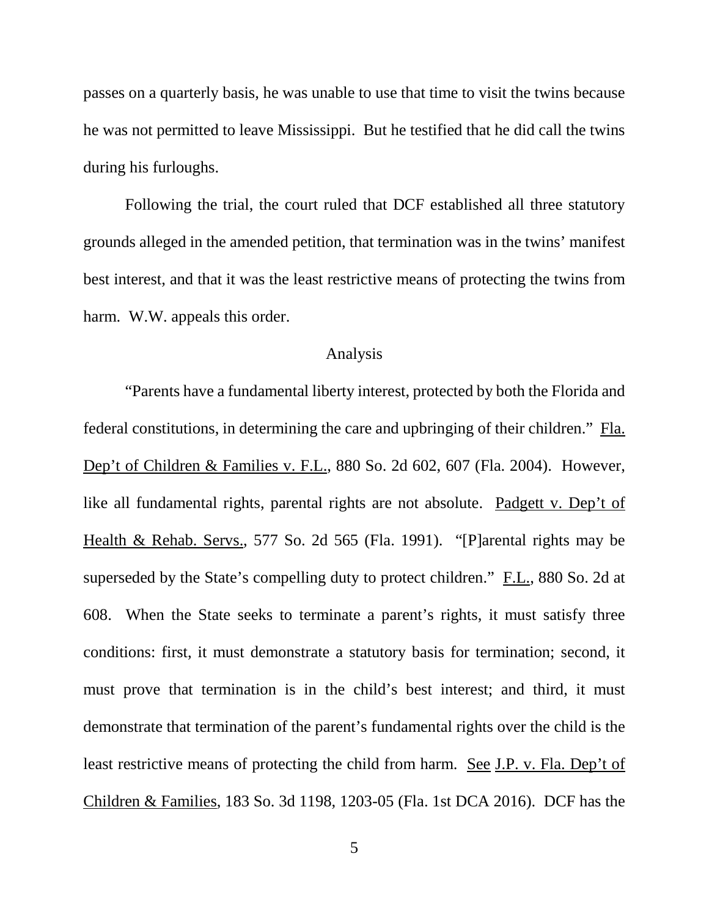passes on a quarterly basis, he was unable to use that time to visit the twins because he was not permitted to leave Mississippi. But he testified that he did call the twins during his furloughs.

Following the trial, the court ruled that DCF established all three statutory grounds alleged in the amended petition, that termination was in the twins' manifest best interest, and that it was the least restrictive means of protecting the twins from harm. W.W. appeals this order.

## Analysis

"Parents have a fundamental liberty interest, protected by both the Florida and federal constitutions, in determining the care and upbringing of their children." Fla. Dep't of Children & Families v. F.L., 880 So. 2d 602, 607 (Fla. 2004). However, like all fundamental rights, parental rights are not absolute. Padgett v. Dep't of Health & Rehab. Servs., 577 So. 2d 565 (Fla. 1991). "[P]arental rights may be superseded by the State's compelling duty to protect children." F.L., 880 So. 2d at 608. When the State seeks to terminate a parent's rights, it must satisfy three conditions: first, it must demonstrate a statutory basis for termination; second, it must prove that termination is in the child's best interest; and third, it must demonstrate that termination of the parent's fundamental rights over the child is the least restrictive means of protecting the child from harm. See J.P. v. Fla. Dep't of Children & Families, 183 So. 3d 1198, 1203-05 (Fla. 1st DCA 2016). DCF has the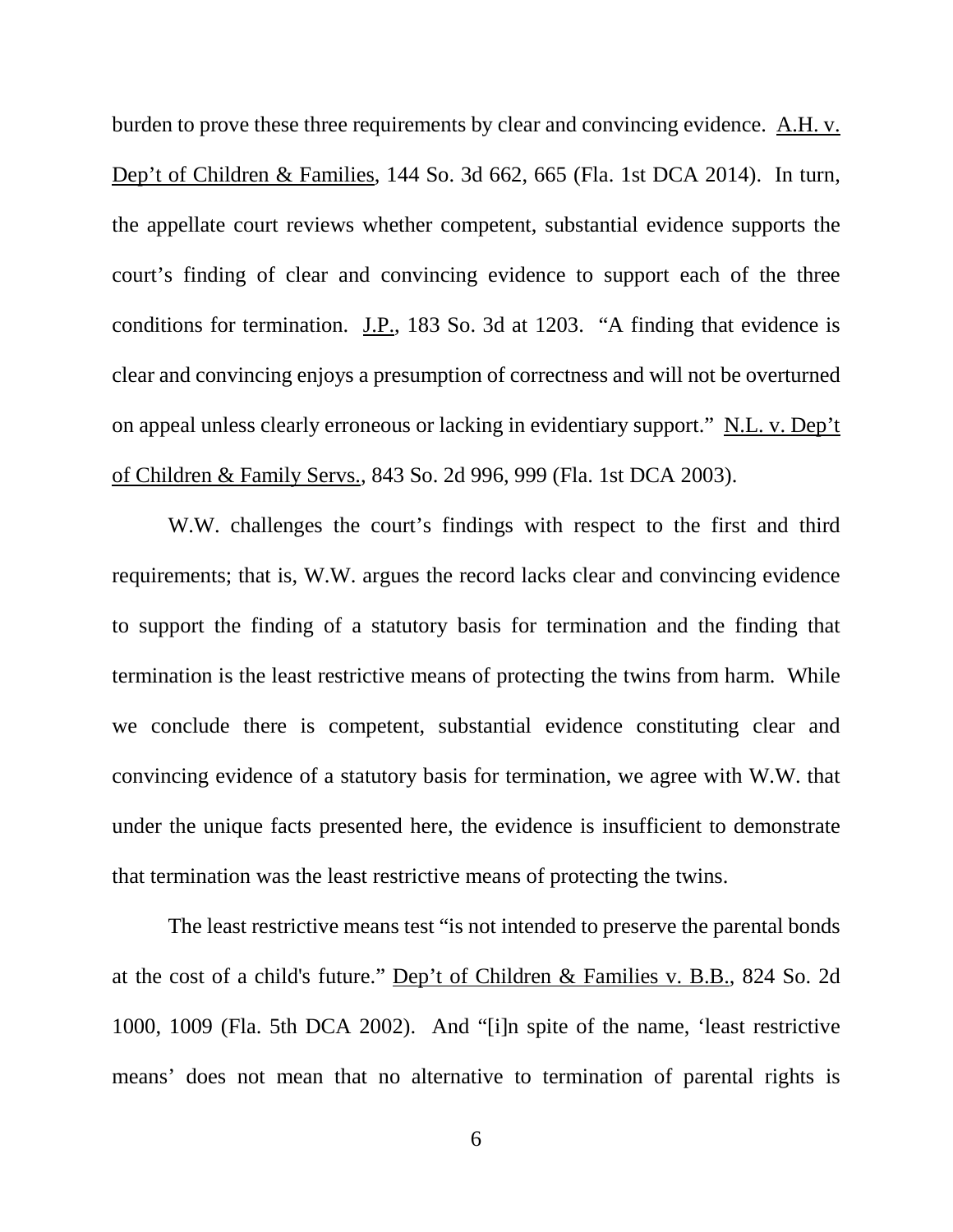burden to prove these three requirements by clear and convincing evidence. A.H. v. Dep't of Children & Families, 144 So. 3d 662, 665 (Fla. 1st DCA 2014). In turn, the appellate court reviews whether competent, substantial evidence supports the court's finding of clear and convincing evidence to support each of the three conditions for termination. J.P., 183 So. 3d at 1203. "A finding that evidence is clear and convincing enjoys a presumption of correctness and will not be overturned on appeal unless clearly erroneous or lacking in evidentiary support." N.L. v. Dep't of Children & Family Servs., 843 So. 2d 996, 999 (Fla. 1st DCA 2003).

W.W. challenges the court's findings with respect to the first and third requirements; that is, W.W. argues the record lacks clear and convincing evidence to support the finding of a statutory basis for termination and the finding that termination is the least restrictive means of protecting the twins from harm. While we conclude there is competent, substantial evidence constituting clear and convincing evidence of a statutory basis for termination, we agree with W.W. that under the unique facts presented here, the evidence is insufficient to demonstrate that termination was the least restrictive means of protecting the twins.

The least restrictive means test "is not intended to preserve the parental bonds at the cost of a child's future." Dep't of Children & Families v. B.B., 824 So. 2d 1000, 1009 (Fla. 5th DCA 2002). And "[i]n spite of the name, 'least restrictive means' does not mean that no alternative to termination of parental rights is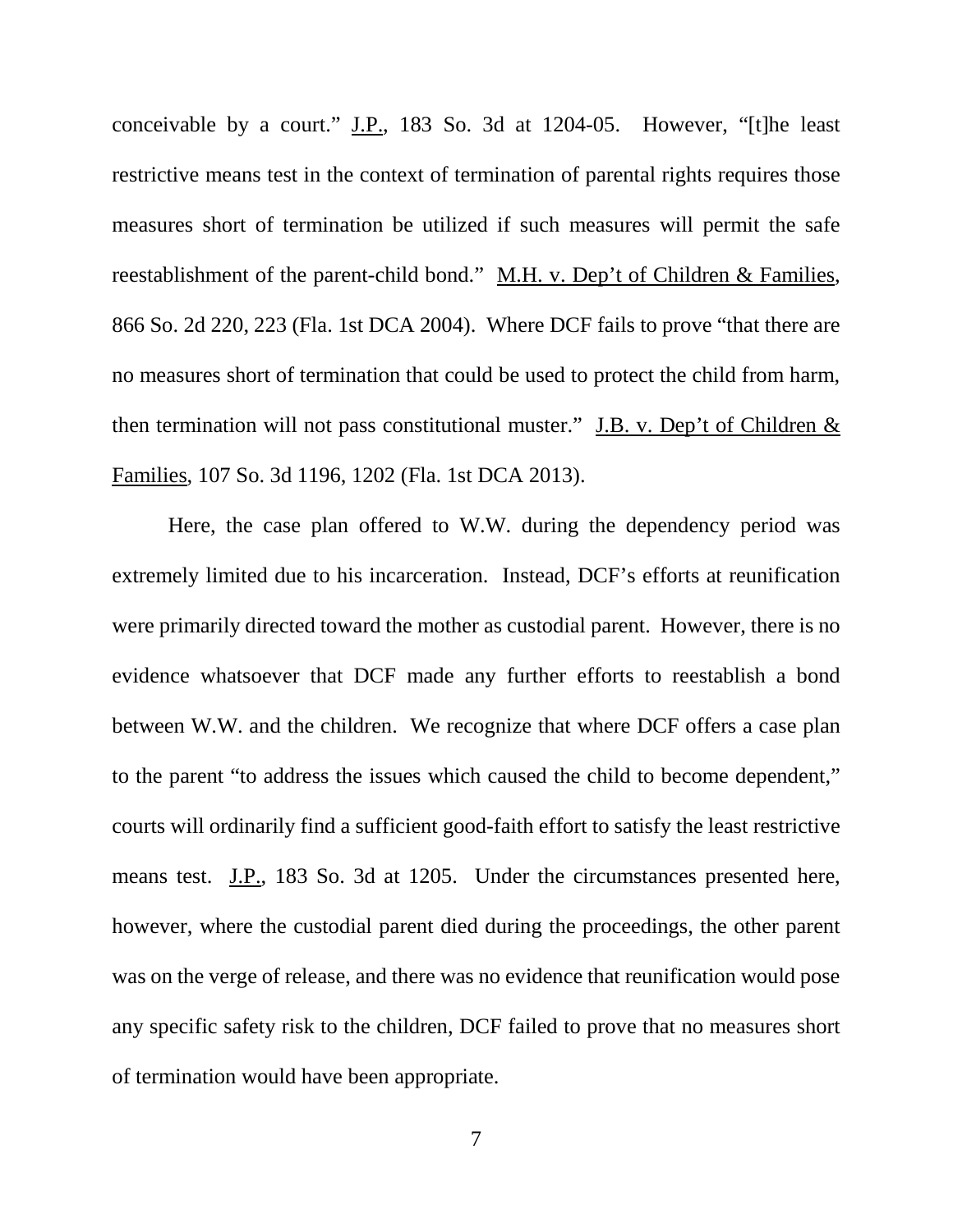conceivable by a court." J.P., 183 So. 3d at 1204-05. However, "[t]he least restrictive means test in the context of termination of parental rights requires those measures short of termination be utilized if such measures will permit the safe reestablishment of the parent-child bond." M.H. v. Dep't of Children & Families, 866 So. 2d 220, 223 (Fla. 1st DCA 2004). Where DCF fails to prove "that there are no measures short of termination that could be used to protect the child from harm, then termination will not pass constitutional muster." J.B. v. Dep't of Children & Families, 107 So. 3d 1196, 1202 (Fla. 1st DCA 2013).

Here, the case plan offered to W.W. during the dependency period was extremely limited due to his incarceration. Instead, DCF's efforts at reunification were primarily directed toward the mother as custodial parent. However, there is no evidence whatsoever that DCF made any further efforts to reestablish a bond between W.W. and the children. We recognize that where DCF offers a case plan to the parent "to address the issues which caused the child to become dependent," courts will ordinarily find a sufficient good-faith effort to satisfy the least restrictive means test. J.P., 183 So. 3d at 1205. Under the circumstances presented here, however, where the custodial parent died during the proceedings, the other parent was on the verge of release, and there was no evidence that reunification would pose any specific safety risk to the children, DCF failed to prove that no measures short of termination would have been appropriate.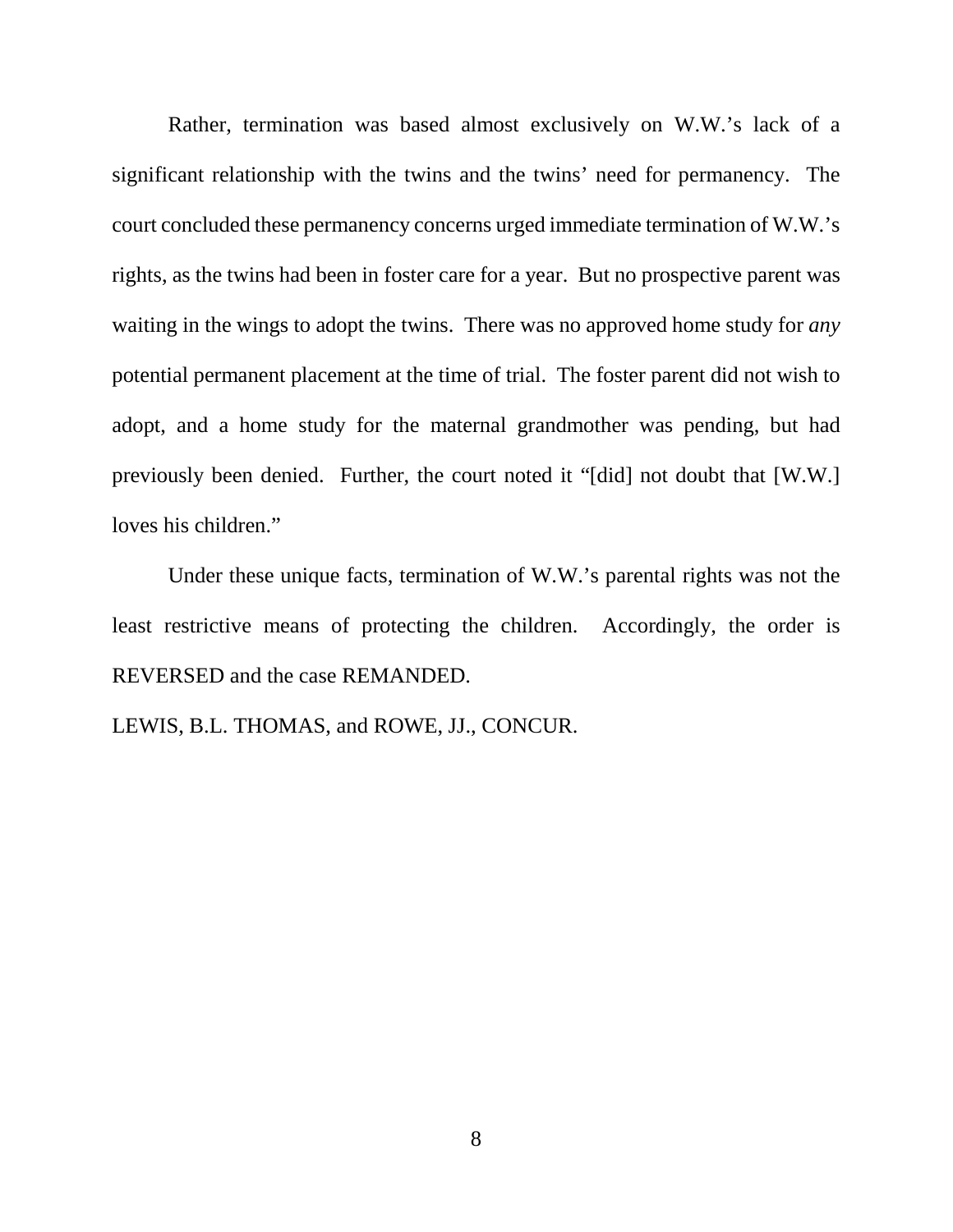Rather, termination was based almost exclusively on W.W.'s lack of a significant relationship with the twins and the twins' need for permanency. The court concluded these permanency concerns urged immediate termination of W.W.'s rights, as the twins had been in foster care for a year. But no prospective parent was waiting in the wings to adopt the twins. There was no approved home study for *any* potential permanent placement at the time of trial. The foster parent did not wish to adopt, and a home study for the maternal grandmother was pending, but had previously been denied. Further, the court noted it "[did] not doubt that [W.W.] loves his children."

Under these unique facts, termination of W.W.'s parental rights was not the least restrictive means of protecting the children. Accordingly, the order is REVERSED and the case REMANDED.

LEWIS, B.L. THOMAS, and ROWE, JJ., CONCUR.